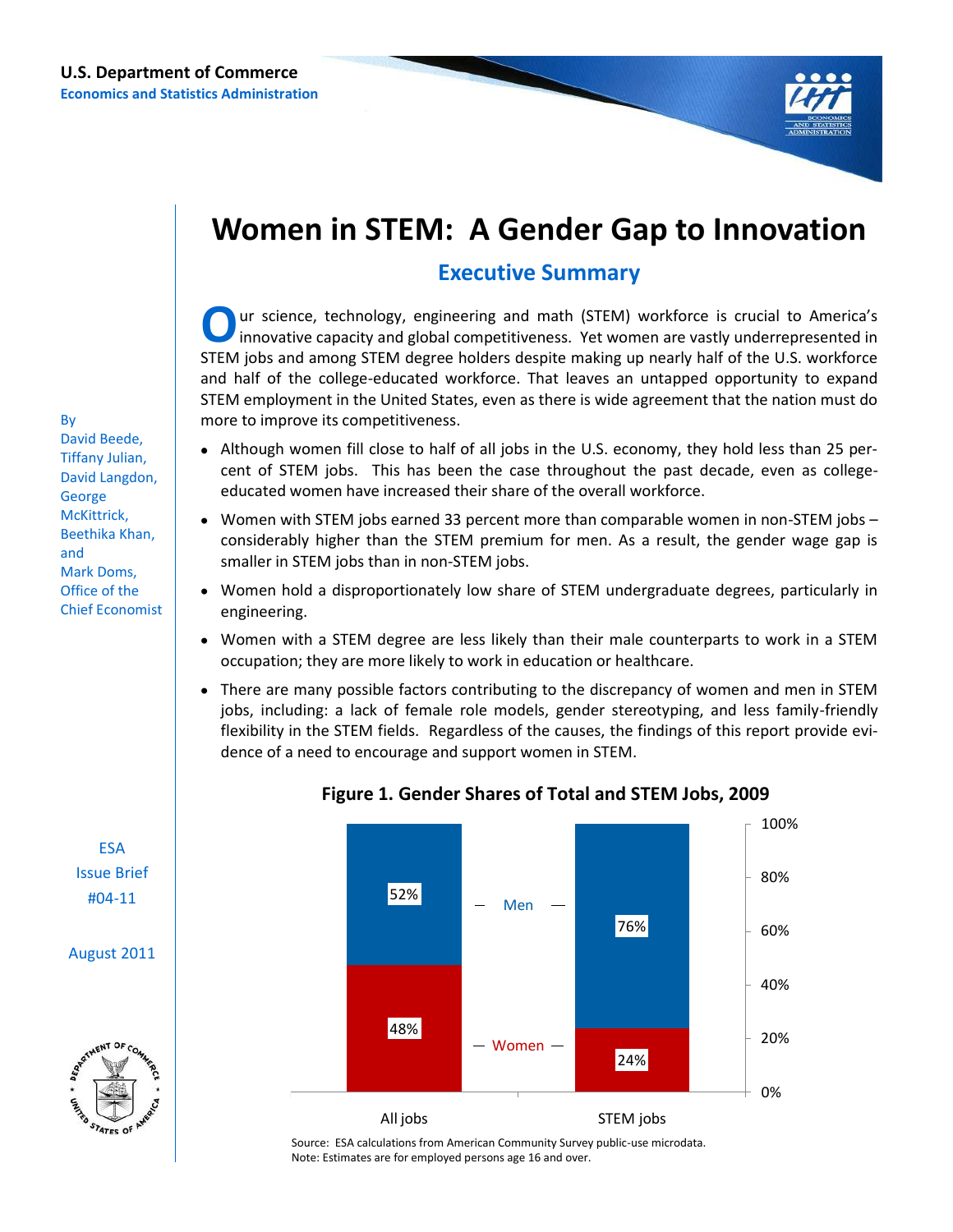U.S. Department of Commerce
Economics and Statistics Administration

# Women in STEM: A Gender Gap to Innovation

## Executive Summary

By David Beede, Tiffany Julian, David Langdon, George McKittrick, Beethika Khan, and Mark Doms, Office of the Chief Economist

ESA Issue Brief #04-11

August 2011

Our science, technology, engineering and math (STEM) workforce is crucial to America's innovative capacity and global competitiveness. Yet women are vastly underrepresented in STEM jobs and among STEM degree holders despite making up nearly half of the U.S. workforce and half of the college-educated workforce. That leaves an untapped opportunity to expand STEM employment in the United States, even as there is wide agreement that the nation must do more to improve its competitiveness.

- Although women fill close to half of all jobs in the U.S. economy, they hold less than 25 percent of STEM jobs. This has been the case throughout the past decade, even as college-educated women have increased their share of the overall workforce.
- Women with STEM jobs earned 33 percent more than comparable women in non-STEM jobs – considerably higher than the STEM premium for men. As a result, the gender wage gap is smaller in STEM jobs than in non-STEM jobs.
- Women hold a disproportionately low share of STEM undergraduate degrees, particularly in engineering.
- Women with a STEM degree are less likely than their male counterparts to work in a STEM occupation; they are more likely to work in education or healthcare.
- There are many possible factors contributing to the discrepancy of women and men in STEM jobs, including: a lack of female role models, gender stereotyping, and less family-friendly flexibility in the STEM fields. Regardless of the causes, the findings of this report provide evidence of a need to encourage and support women in STEM.

**Figure 1. Gender Shares of Total and STEM Jobs, 2009**

| | All jobs | STEM jobs |
|---|---|---|
| Men | 52% | 76% |
| Women | 48% | 24% |

Source: ESA calculations from American Community Survey public-use microdata.
Note: Estimates are for employed persons age 16 and over.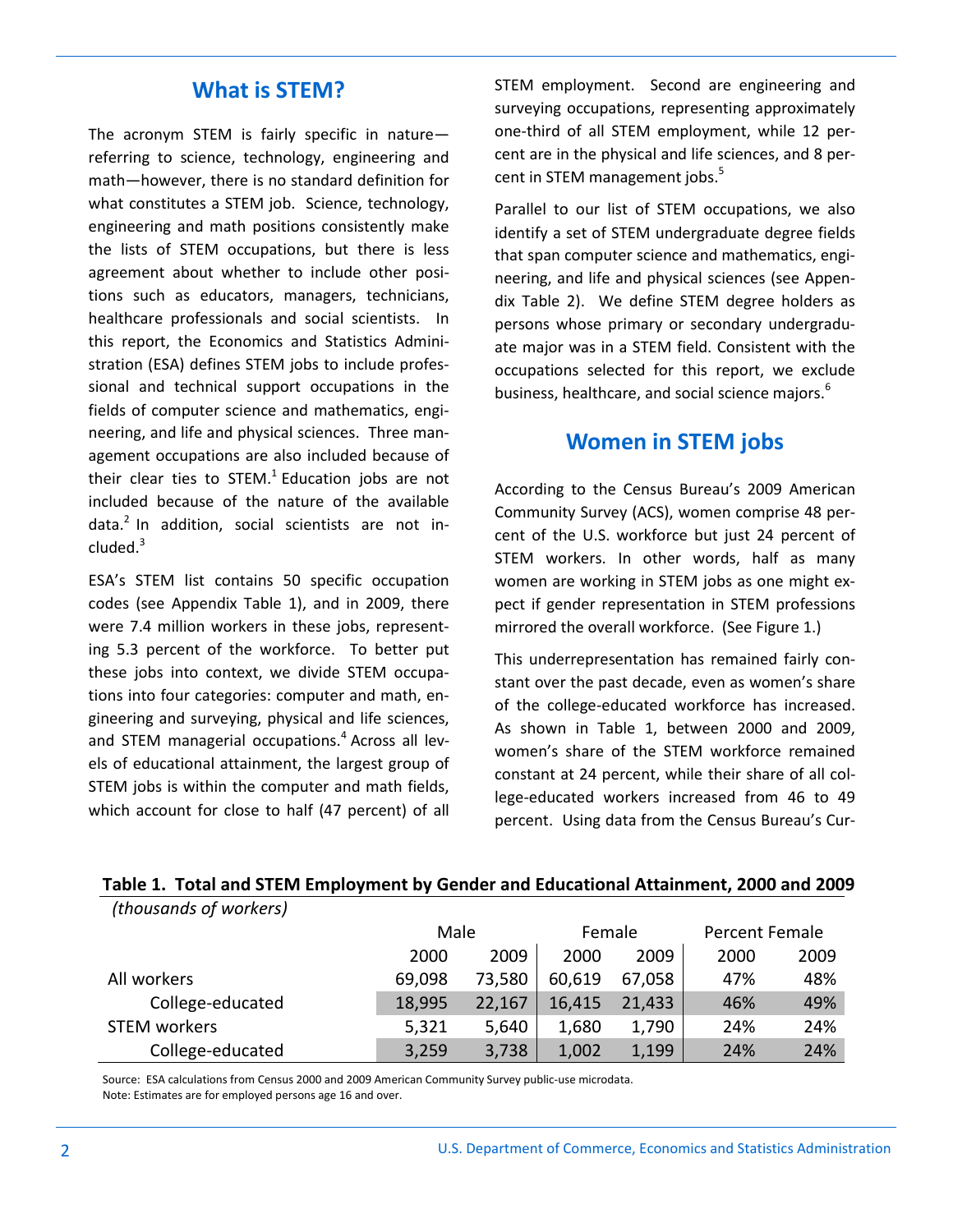## What is STEM?

The acronym STEM is fairly specific in nature—referring to science, technology, engineering and math—however, there is no standard definition for what constitutes a STEM job. Science, technology, engineering and math positions consistently make the lists of STEM occupations, but there is less agreement about whether to include other positions such as educators, managers, technicians, healthcare professionals and social scientists. In this report, the Economics and Statistics Administration (ESA) defines STEM jobs to include professional and technical support occupations in the fields of computer science and mathematics, engineering, and life and physical sciences. Three management occupations are also included because of their clear ties to STEM.[1] Education jobs are not included because of the nature of the available data.[2] In addition, social scientists are not included.[3]

ESA's STEM list contains 50 specific occupation codes (see Appendix Table 1), and in 2009, there were 7.4 million workers in these jobs, representing 5.3 percent of the workforce. To better put these jobs into context, we divide STEM occupations into four categories: computer and math, engineering and surveying, physical and life sciences, and STEM managerial occupations.[4] Across all levels of educational attainment, the largest group of STEM jobs is within the computer and math fields, which account for close to half (47 percent) of all STEM employment. Second are engineering and surveying occupations, representing approximately one-third of all STEM employment, while 12 percent are in the physical and life sciences, and 8 percent in STEM management jobs.[5]

Parallel to our list of STEM occupations, we also identify a set of STEM undergraduate degree fields that span computer science and mathematics, engineering, and life and physical sciences (see Appendix Table 2). We define STEM degree holders as persons whose primary or secondary undergraduate major was in a STEM field. Consistent with the occupations selected for this report, we exclude business, healthcare, and social science majors.[6]

## Women in STEM jobs

According to the Census Bureau's 2009 American Community Survey (ACS), women comprise 48 percent of the U.S. workforce but just 24 percent of STEM workers. In other words, half as many women are working in STEM jobs as one might expect if gender representation in STEM professions mirrored the overall workforce. (See Figure 1.)

This underrepresentation has remained fairly constant over the past decade, even as women's share of the college-educated workforce has increased. As shown in Table 1, between 2000 and 2009, women's share of the STEM workforce remained constant at 24 percent, while their share of all college-educated workers increased from 46 to 49 percent. Using data from the Census Bureau's Cur-

**Table 1. Total and STEM Employment by Gender and Educational Attainment, 2000 and 2009**

*(thousands of workers)*

| | Male | | Female | | Percent Female | |
|---|---|---|---|---|---|---|
| | 2000 | 2009 | 2000 | 2009 | 2000 | 2009 |
| All workers | 69,098 | 73,580 | 60,619 | 67,058 | 47% | 48% |
| College-educated | 18,995 | 22,167 | 16,415 | 21,433 | 46% | 49% |
| STEM workers | 5,321 | 5,640 | 1,680 | 1,790 | 24% | 24% |
| College-educated | 3,259 | 3,738 | 1,002 | 1,199 | 24% | 24% |

Source: ESA calculations from Census 2000 and 2009 American Community Survey public-use microdata.
Note: Estimates are for employed persons age 16 and over.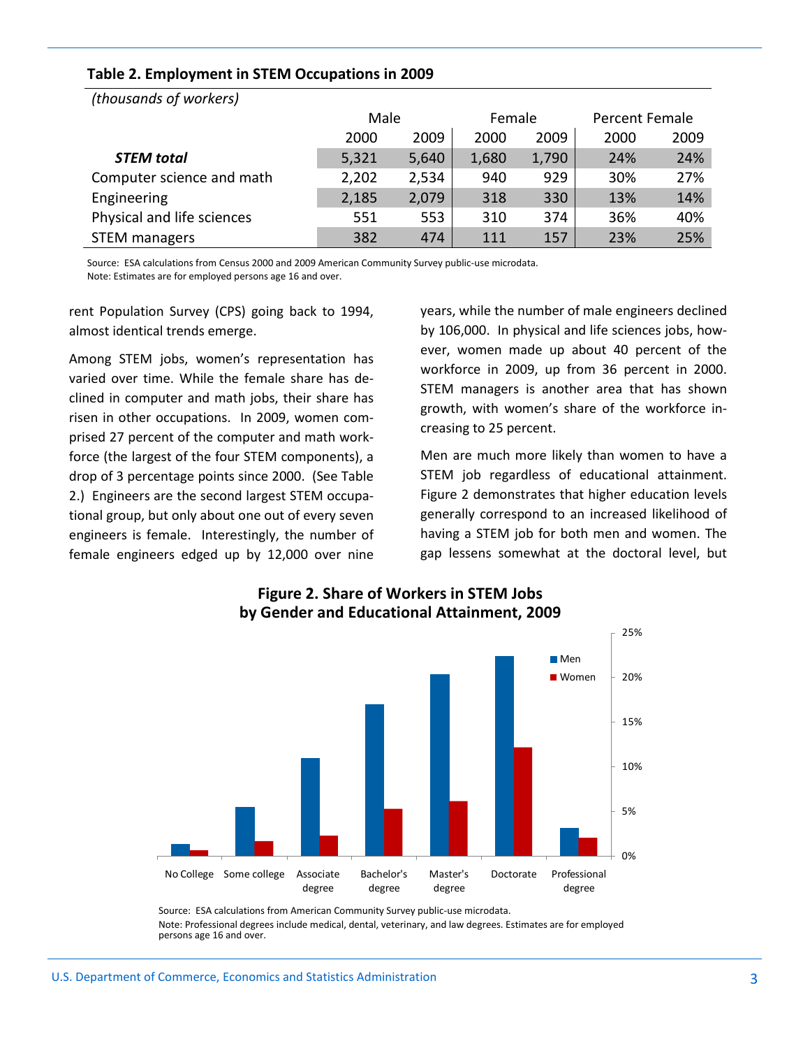**Table 2. Employment in STEM Occupations in 2009**

*(thousands of workers)*

| | Male | | Female | | Percent Female | |
|---|---|---|---|---|---|---|
| | 2000 | 2009 | 2000 | 2009 | 2000 | 2009 |
| ***STEM total*** | 5,321 | 5,640 | 1,680 | 1,790 | 24% | 24% |
| Computer science and math | 2,202 | 2,534 | 940 | 929 | 30% | 27% |
| Engineering | 2,185 | 2,079 | 318 | 330 | 13% | 14% |
| Physical and life sciences | 551 | 553 | 310 | 374 | 36% | 40% |
| STEM managers | 382 | 474 | 111 | 157 | 23% | 25% |

Source: ESA calculations from Census 2000 and 2009 American Community Survey public-use microdata.
Note: Estimates are for employed persons age 16 and over.

rent Population Survey (CPS) going back to 1994, almost identical trends emerge.

Among STEM jobs, women's representation has varied over time. While the female share has declined in computer and math jobs, their share has risen in other occupations. In 2009, women comprised 27 percent of the computer and math workforce (the largest of the four STEM components), a drop of 3 percentage points since 2000. (See Table 2.) Engineers are the second largest STEM occupational group, but only about one out of every seven engineers is female. Interestingly, the number of female engineers edged up by 12,000 over nine years, while the number of male engineers declined by 106,000. In physical and life sciences jobs, however, women made up about 40 percent of the workforce in 2009, up from 36 percent in 2000. STEM managers is another area that has shown growth, with women's share of the workforce increasing to 25 percent.

Men are much more likely than women to have a STEM job regardless of educational attainment. Figure 2 demonstrates that higher education levels generally correspond to an increased likelihood of having a STEM job for both men and women. The gap lessens somewhat at the doctoral level, but

**Figure 2. Share of Workers in STEM Jobs by Gender and Educational Attainment, 2009**

Source: ESA calculations from American Community Survey public-use microdata.
Note: Professional degrees include medical, dental, veterinary, and law degrees. Estimates are for employed persons age 16 and over.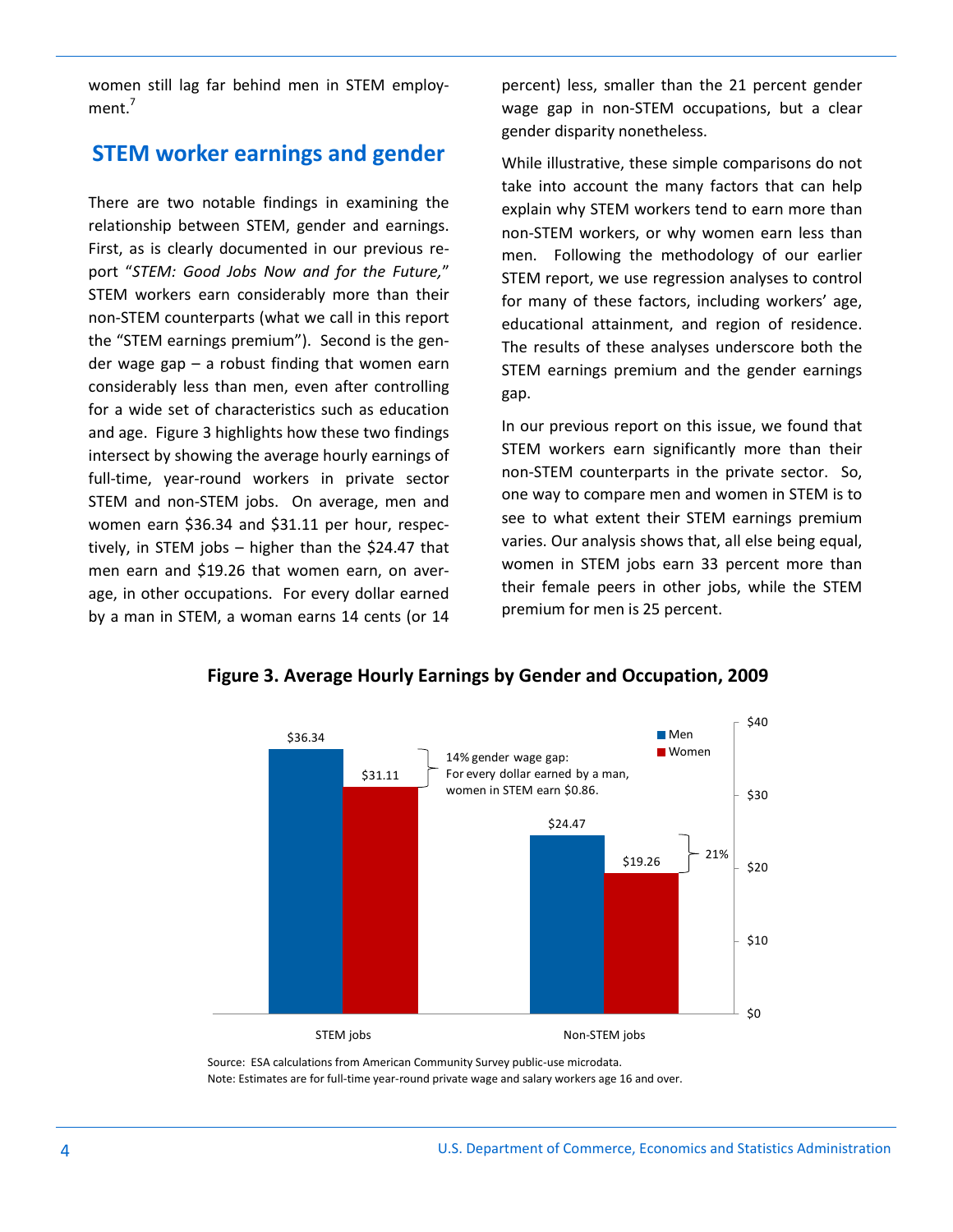women still lag far behind men in STEM employment.[7]

## STEM worker earnings and gender

There are two notable findings in examining the relationship between STEM, gender and earnings. First, as is clearly documented in our previous report "*STEM: Good Jobs Now and for the Future,*" STEM workers earn considerably more than their non-STEM counterparts (what we call in this report the "STEM earnings premium"). Second is the gender wage gap – a robust finding that women earn considerably less than men, even after controlling for a wide set of characteristics such as education and age. Figure 3 highlights how these two findings intersect by showing the average hourly earnings of full-time, year-round workers in private sector STEM and non-STEM jobs. On average, men and women earn $36.34 and $31.11 per hour, respectively, in STEM jobs – higher than the $24.47 that men earn and $19.26 that women earn, on average, in other occupations. For every dollar earned by a man in STEM, a woman earns 14 cents (or 14 percent) less, smaller than the 21 percent gender wage gap in non-STEM occupations, but a clear gender disparity nonetheless.

While illustrative, these simple comparisons do not take into account the many factors that can help explain why STEM workers tend to earn more than non-STEM workers, or why women earn less than men. Following the methodology of our earlier STEM report, we use regression analyses to control for many of these factors, including workers' age, educational attainment, and region of residence. The results of these analyses underscore both the STEM earnings premium and the gender earnings gap.

In our previous report on this issue, we found that STEM workers earn significantly more than their non-STEM counterparts in the private sector. So, one way to compare men and women in STEM is to see to what extent their STEM earnings premium varies. Our analysis shows that, all else being equal, women in STEM jobs earn 33 percent more than their female peers in other jobs, while the STEM premium for men is 25 percent.

**Figure 3. Average Hourly Earnings by Gender and Occupation, 2009**

| | Men | Women | Gender wage gap |
|---|---|---|---|
| STEM jobs | $36.34 | $31.11 | 14% gender wage gap: For every dollar earned by a man, women in STEM earn $0.86. |
| Non-STEM jobs | $24.47 | $19.26 | 21% |

Source: ESA calculations from American Community Survey public-use microdata.
Note: Estimates are for full-time year-round private wage and salary workers age 16 and over.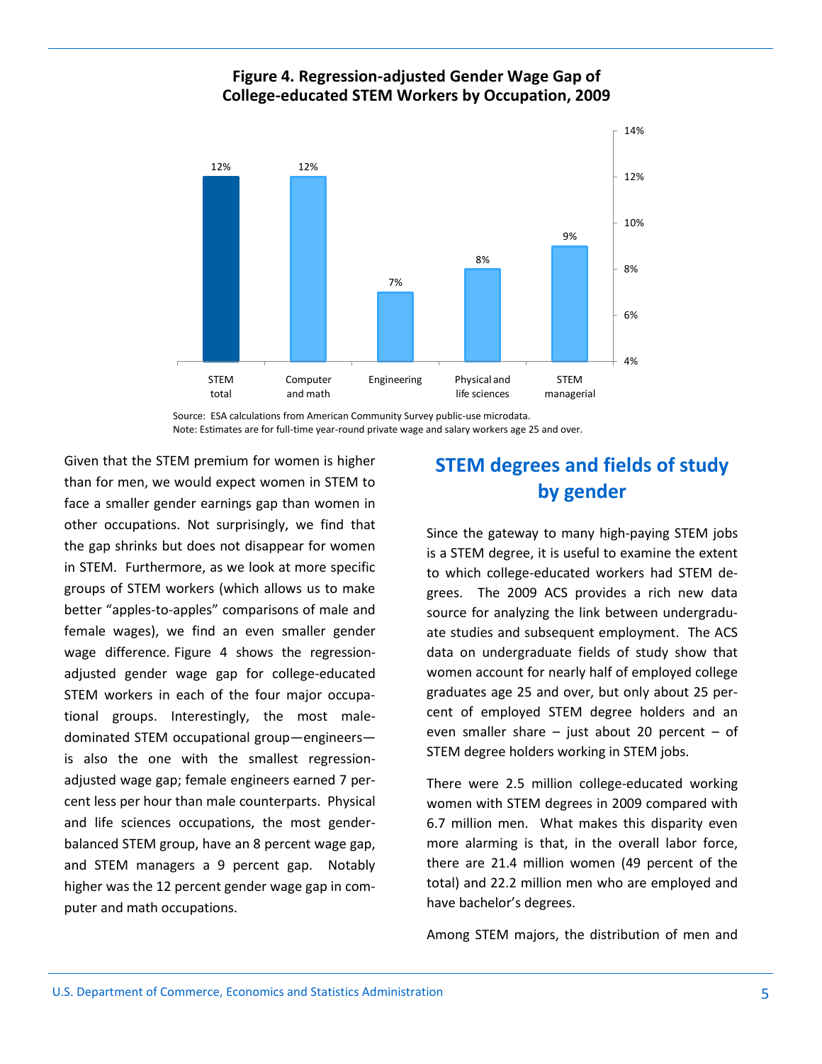**Figure 4. Regression-adjusted Gender Wage Gap of College-educated STEM Workers by Occupation, 2009**

| Occupation | Gender wage gap |
|---|---|
| STEM total | 12% |
| Computer and math | 12% |
| Engineering | 7% |
| Physical and life sciences | 8% |
| STEM managerial | 9% |

Source: ESA calculations from American Community Survey public-use microdata.
Note: Estimates are for full-time year-round private wage and salary workers age 25 and over.

Given that the STEM premium for women is higher than for men, we would expect women in STEM to face a smaller gender earnings gap than women in other occupations. Not surprisingly, we find that the gap shrinks but does not disappear for women in STEM. Furthermore, as we look at more specific groups of STEM workers (which allows us to make better "apples-to-apples" comparisons of male and female wages), we find an even smaller gender wage difference. Figure 4 shows the regression-adjusted gender wage gap for college-educated STEM workers in each of the four major occupational groups. Interestingly, the most male-dominated STEM occupational group—engineers—is also the one with the smallest regression-adjusted wage gap; female engineers earned 7 percent less per hour than male counterparts. Physical and life sciences occupations, the most gender-balanced STEM group, have an 8 percent wage gap, and STEM managers a 9 percent gap. Notably higher was the 12 percent gender wage gap in computer and math occupations.

## STEM degrees and fields of study by gender

Since the gateway to many high-paying STEM jobs is a STEM degree, it is useful to examine the extent to which college-educated workers had STEM degrees. The 2009 ACS provides a rich new data source for analyzing the link between undergraduate studies and subsequent employment. The ACS data on undergraduate fields of study show that women account for nearly half of employed college graduates age 25 and over, but only about 25 percent of employed STEM degree holders and an even smaller share – just about 20 percent – of STEM degree holders working in STEM jobs.

There were 2.5 million college-educated working women with STEM degrees in 2009 compared with 6.7 million men. What makes this disparity even more alarming is that, in the overall labor force, there are 21.4 million women (49 percent of the total) and 22.2 million men who are employed and have bachelor's degrees.

Among STEM majors, the distribution of men and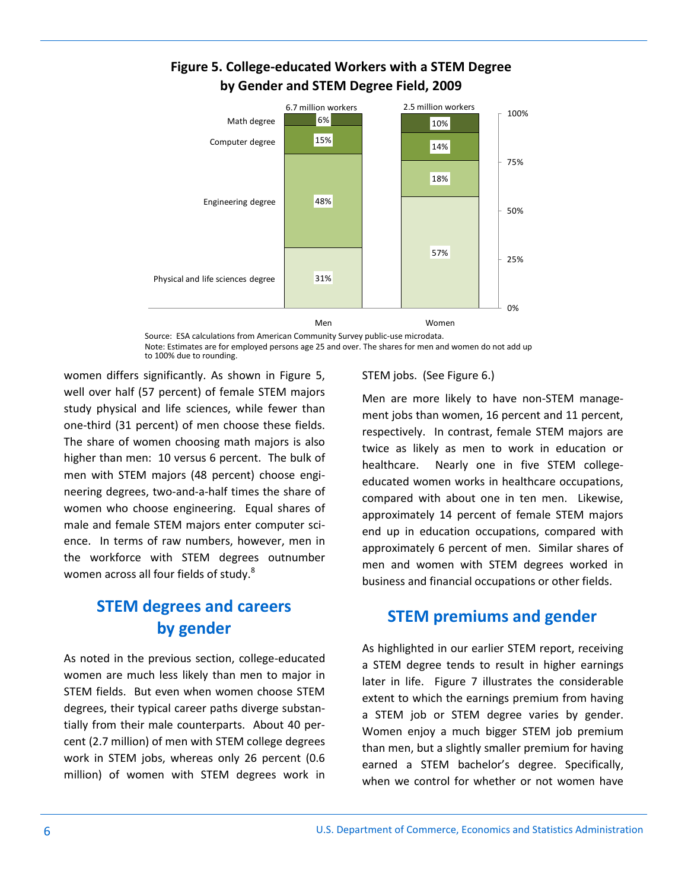**Figure 5. College-educated Workers with a STEM Degree by Gender and STEM Degree Field, 2009**

| | Men (6.7 million workers) | Women (2.5 million workers) |
|---|---|---|
| Math degree | 6% | 10% |
| Computer degree | 15% | 14% |
| Engineering degree | 48% | 18% |
| Physical and life sciences degree | 31% | 57% |

Source: ESA calculations from American Community Survey public-use microdata.
Note: Estimates are for employed persons age 25 and over. The shares for men and women do not add up to 100% due to rounding.

women differs significantly. As shown in Figure 5, well over half (57 percent) of female STEM majors study physical and life sciences, while fewer than one-third (31 percent) of men choose these fields. The share of women choosing math majors is also higher than men: 10 versus 6 percent. The bulk of men with STEM majors (48 percent) choose engineering degrees, two-and-a-half times the share of women who choose engineering. Equal shares of male and female STEM majors enter computer science. In terms of raw numbers, however, men in the workforce with STEM degrees outnumber women across all four fields of study.[8]

## STEM degrees and careers by gender

As noted in the previous section, college-educated women are much less likely than men to major in STEM fields. But even when women choose STEM degrees, their typical career paths diverge substantially from their male counterparts. About 40 percent (2.7 million) of men with STEM college degrees work in STEM jobs, whereas only 26 percent (0.6 million) of women with STEM degrees work in STEM jobs. (See Figure 6.)

Men are more likely to have non-STEM management jobs than women, 16 percent and 11 percent, respectively. In contrast, female STEM majors are twice as likely as men to work in education or healthcare. Nearly one in five STEM college-educated women works in healthcare occupations, compared with about one in ten men. Likewise, approximately 14 percent of female STEM majors end up in education occupations, compared with approximately 6 percent of men. Similar shares of men and women with STEM degrees worked in business and financial occupations or other fields.

## STEM premiums and gender

As highlighted in our earlier STEM report, receiving a STEM degree tends to result in higher earnings later in life. Figure 7 illustrates the considerable extent to which the earnings premium from having a STEM job or STEM degree varies by gender. Women enjoy a much bigger STEM job premium than men, but a slightly smaller premium for having earned a STEM bachelor's degree. Specifically, when we control for whether or not women have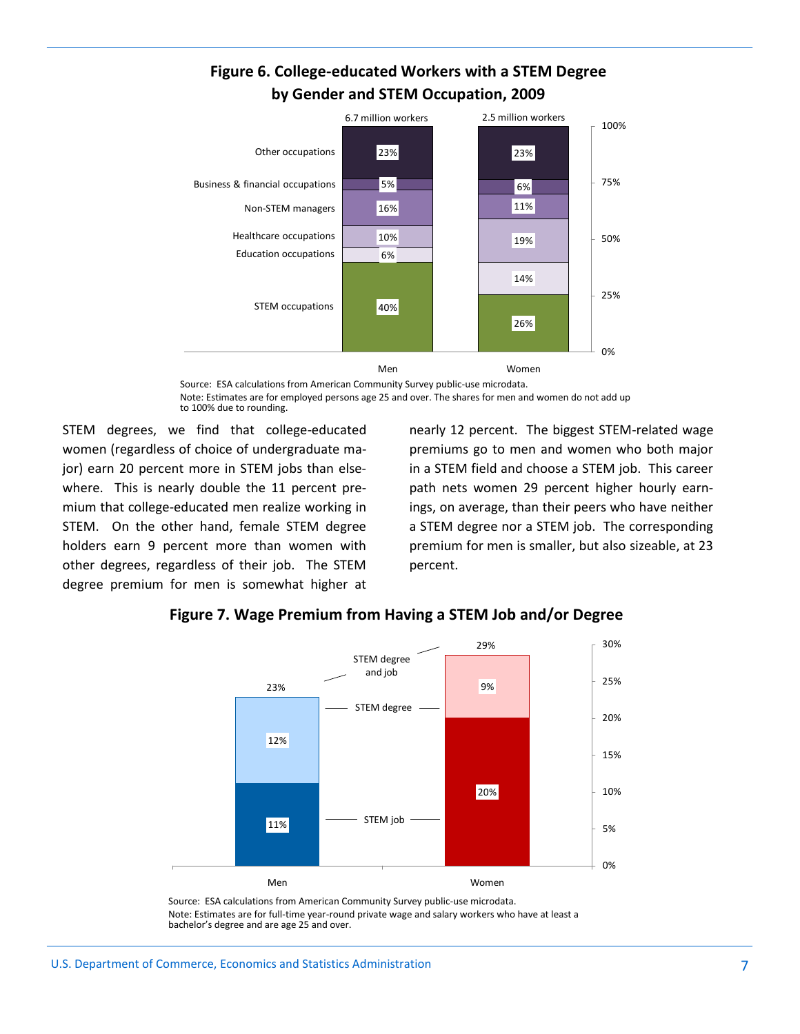**Figure 6. College-educated Workers with a STEM Degree by Gender and STEM Occupation, 2009**

| | Men (6.7 million workers) | Women (2.5 million workers) |
|---|---|---|
| Other occupations | 23% | 23% |
| Business & financial occupations | 5% | 6% |
| Non-STEM managers | 16% | 11% |
| Healthcare occupations | 10% | 19% |
| Education occupations | 6% | 14% |
| STEM occupations | 40% | 26% |

Source: ESA calculations from American Community Survey public-use microdata.
Note: Estimates are for employed persons age 25 and over. The shares for men and women do not add up to 100% due to rounding.

STEM degrees, we find that college-educated women (regardless of choice of undergraduate major) earn 20 percent more in STEM jobs than elsewhere. This is nearly double the 11 percent premium that college-educated men realize working in STEM. On the other hand, female STEM degree holders earn 9 percent more than women with other degrees, regardless of their job. The STEM degree premium for men is somewhat higher at nearly 12 percent. The biggest STEM-related wage premiums go to men and women who both major in a STEM field and choose a STEM job. This career path nets women 29 percent higher hourly earnings, on average, than their peers who have neither a STEM degree nor a STEM job. The corresponding premium for men is smaller, but also sizeable, at 23 percent.

**Figure 7. Wage Premium from Having a STEM Job and/or Degree**

| | Men | Women |
|---|---|---|
| STEM job | 11% | 20% |
| STEM degree | 12% | 9% |
| STEM degree and job | 23% | 29% |

Source: ESA calculations from American Community Survey public-use microdata.
Note: Estimates are for full-time year-round private wage and salary workers who have at least a bachelor's degree and are age 25 and over.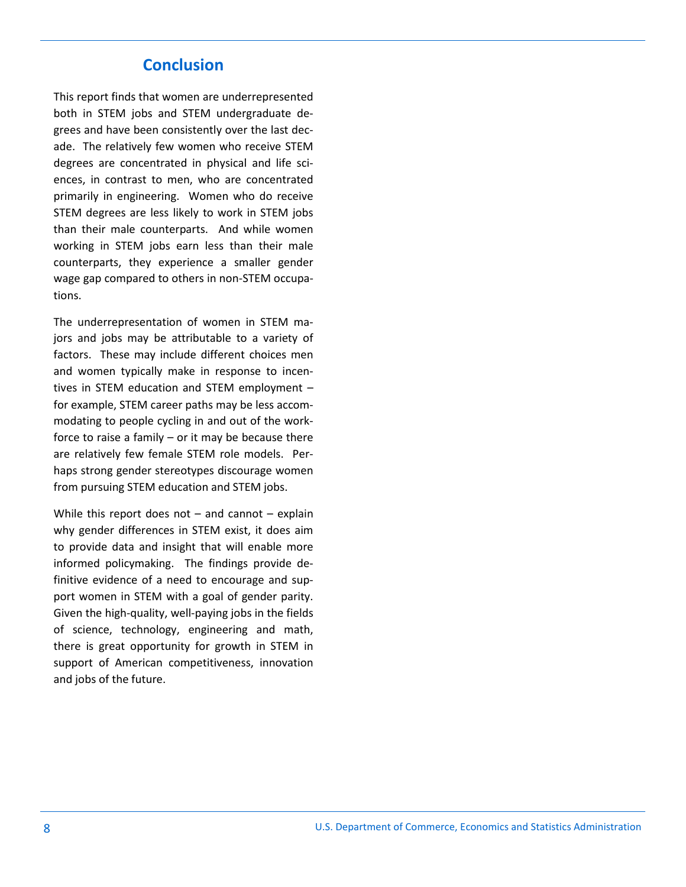## Conclusion

This report finds that women are underrepresented both in STEM jobs and STEM undergraduate degrees and have been consistently over the last decade. The relatively few women who receive STEM degrees are concentrated in physical and life sciences, in contrast to men, who are concentrated primarily in engineering. Women who do receive STEM degrees are less likely to work in STEM jobs than their male counterparts. And while women working in STEM jobs earn less than their male counterparts, they experience a smaller gender wage gap compared to others in non-STEM occupations.

The underrepresentation of women in STEM majors and jobs may be attributable to a variety of factors. These may include different choices men and women typically make in response to incentives in STEM education and STEM employment – for example, STEM career paths may be less accommodating to people cycling in and out of the workforce to raise a family – or it may be because there are relatively few female STEM role models. Perhaps strong gender stereotypes discourage women from pursuing STEM education and STEM jobs.

While this report does not – and cannot – explain why gender differences in STEM exist, it does aim to provide data and insight that will enable more informed policymaking. The findings provide definitive evidence of a need to encourage and support women in STEM with a goal of gender parity. Given the high-quality, well-paying jobs in the fields of science, technology, engineering and math, there is great opportunity for growth in STEM in support of American competitiveness, innovation and jobs of the future.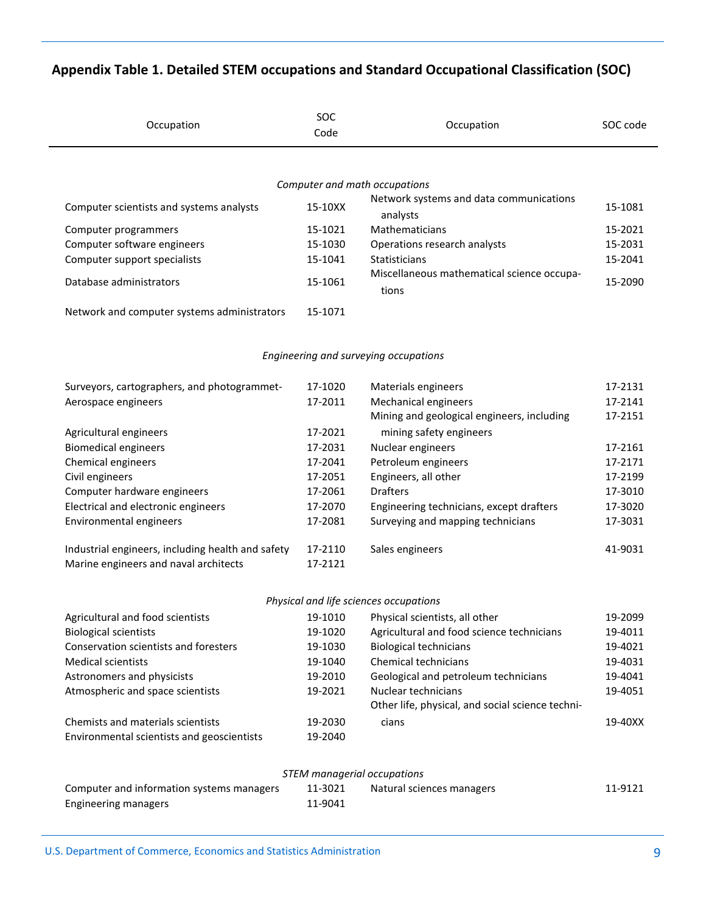## Appendix Table 1. Detailed STEM occupations and Standard Occupational Classification (SOC)

| Occupation | SOC Code | Occupation | SOC code |
|---|---|---|---|
| *Computer and math occupations* | | | |
| Computer scientists and systems analysts | 15-10XX | Network systems and data communications analysts | 15-1081 |
| Computer programmers | 15-1021 | Mathematicians | 15-2021 |
| Computer software engineers | 15-1030 | Operations research analysts | 15-2031 |
| Computer support specialists | 15-1041 | Statisticians | 15-2041 |
| Database administrators | 15-1061 | Miscellaneous mathematical science occupations | 15-2090 |
| Network and computer systems administrators | 15-1071 | | |
| *Engineering and surveying occupations* | | | |
| Surveyors, cartographers, and photogrammet- | 17-1020 | Materials engineers | 17-2131 |
| Aerospace engineers | 17-2011 | Mechanical engineers | 17-2141 |
| Agricultural engineers | 17-2021 | Mining and geological engineers, including mining safety engineers | 17-2151 |
| Biomedical engineers | 17-2031 | Nuclear engineers | 17-2161 |
| Chemical engineers | 17-2041 | Petroleum engineers | 17-2171 |
| Civil engineers | 17-2051 | Engineers, all other | 17-2199 |
| Computer hardware engineers | 17-2061 | Drafters | 17-3010 |
| Electrical and electronic engineers | 17-2070 | Engineering technicians, except drafters | 17-3020 |
| Environmental engineers | 17-2081 | Surveying and mapping technicians | 17-3031 |
| Industrial engineers, including health and safety | 17-2110 | Sales engineers | 41-9031 |
| Marine engineers and naval architects | 17-2121 | | |
| *Physical and life sciences occupations* | | | |
| Agricultural and food scientists | 19-1010 | Physical scientists, all other | 19-2099 |
| Biological scientists | 19-1020 | Agricultural and food science technicians | 19-4011 |
| Conservation scientists and foresters | 19-1030 | Biological technicians | 19-4021 |
| Medical scientists | 19-1040 | Chemical technicians | 19-4031 |
| Astronomers and physicists | 19-2010 | Geological and petroleum technicians | 19-4041 |
| Atmospheric and space scientists | 19-2021 | Nuclear technicians | 19-4051 |
| Chemists and materials scientists | 19-2030 | Other life, physical, and social science technicians | 19-40XX |
| Environmental scientists and geoscientists | 19-2040 | | |
| *STEM managerial occupations* | | | |
| Computer and information systems managers | 11-3021 | Natural sciences managers | 11-9121 |
| Engineering managers | 11-9041 | | |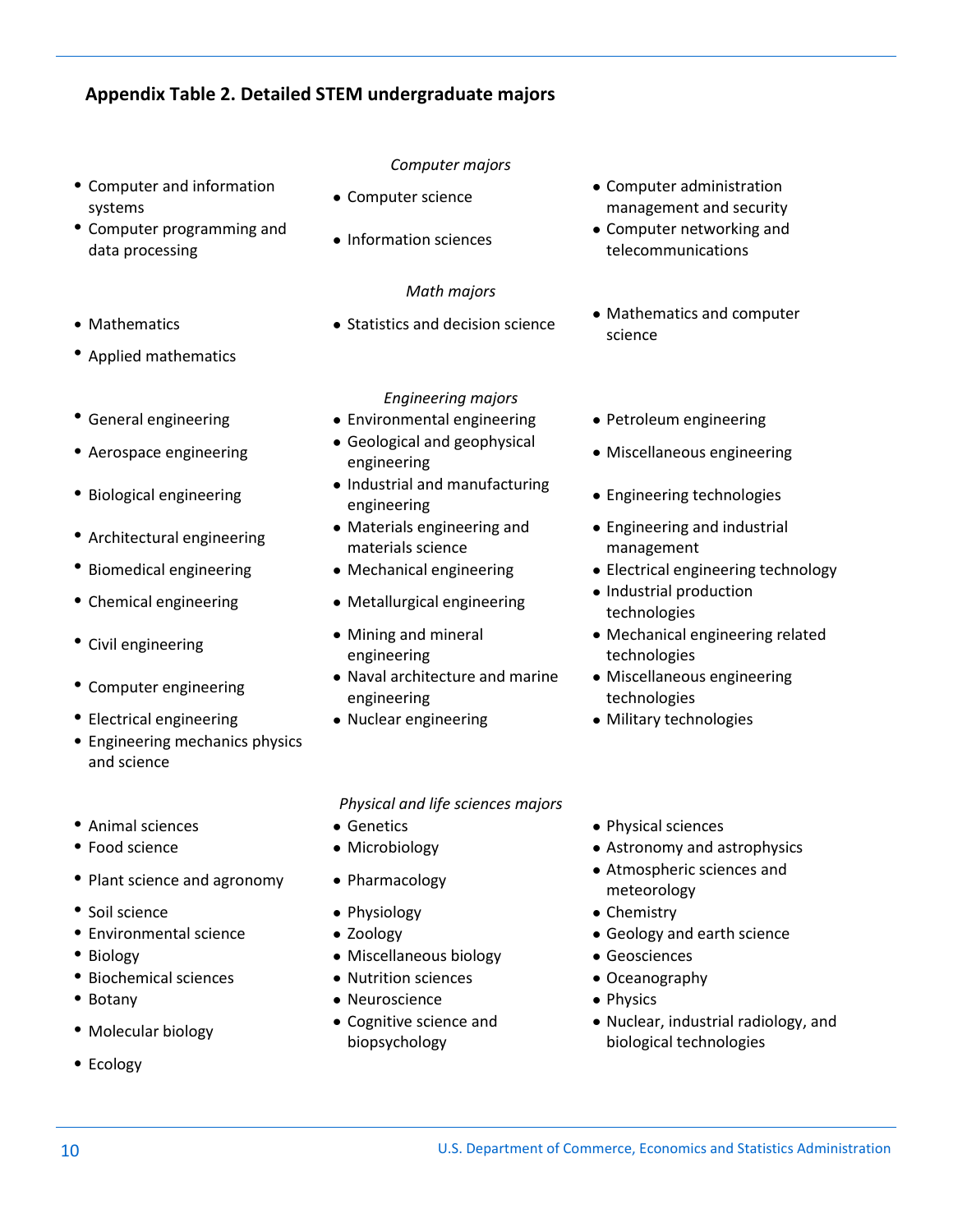### Appendix Table 2. Detailed STEM undergraduate majors

*Computer majors*

- Computer and information systems
- Computer programming and data processing
- Computer science
- Information sciences
- Computer administration management and security
- Computer networking and telecommunications

*Math majors*

- Mathematics
- Applied mathematics
- Statistics and decision science
- Mathematics and computer science

*Engineering majors*

- General engineering
- Aerospace engineering
- Biological engineering
- Architectural engineering
- Biomedical engineering
- Chemical engineering
- Civil engineering
- Computer engineering
- Electrical engineering
- Engineering mechanics physics and science
- Environmental engineering
- Geological and geophysical engineering
- Industrial and manufacturing engineering
- Materials engineering and materials science
- Mechanical engineering
- Metallurgical engineering
- Mining and mineral engineering
- Naval architecture and marine engineering
- Nuclear engineering
- Petroleum engineering
- Miscellaneous engineering
- Engineering technologies
- Engineering and industrial management
- Electrical engineering technology
- Industrial production technologies
- Mechanical engineering related technologies
- Miscellaneous engineering technologies
- Military technologies

*Physical and life sciences majors*

- Animal sciences
- Food science
- Plant science and agronomy
- Soil science
- Environmental science
- Biology
- Biochemical sciences
- Botany
- Molecular biology
- Ecology
- Genetics
- Microbiology
- Pharmacology
- Physiology
- Zoology
- Miscellaneous biology
- Nutrition sciences
- Neuroscience
- Cognitive science and biopsychology
- Physical sciences
- Astronomy and astrophysics
- Atmospheric sciences and meteorology
- Chemistry
- Geology and earth science
- Geosciences
- Oceanography
- Physics
- Nuclear, industrial radiology, and biological technologies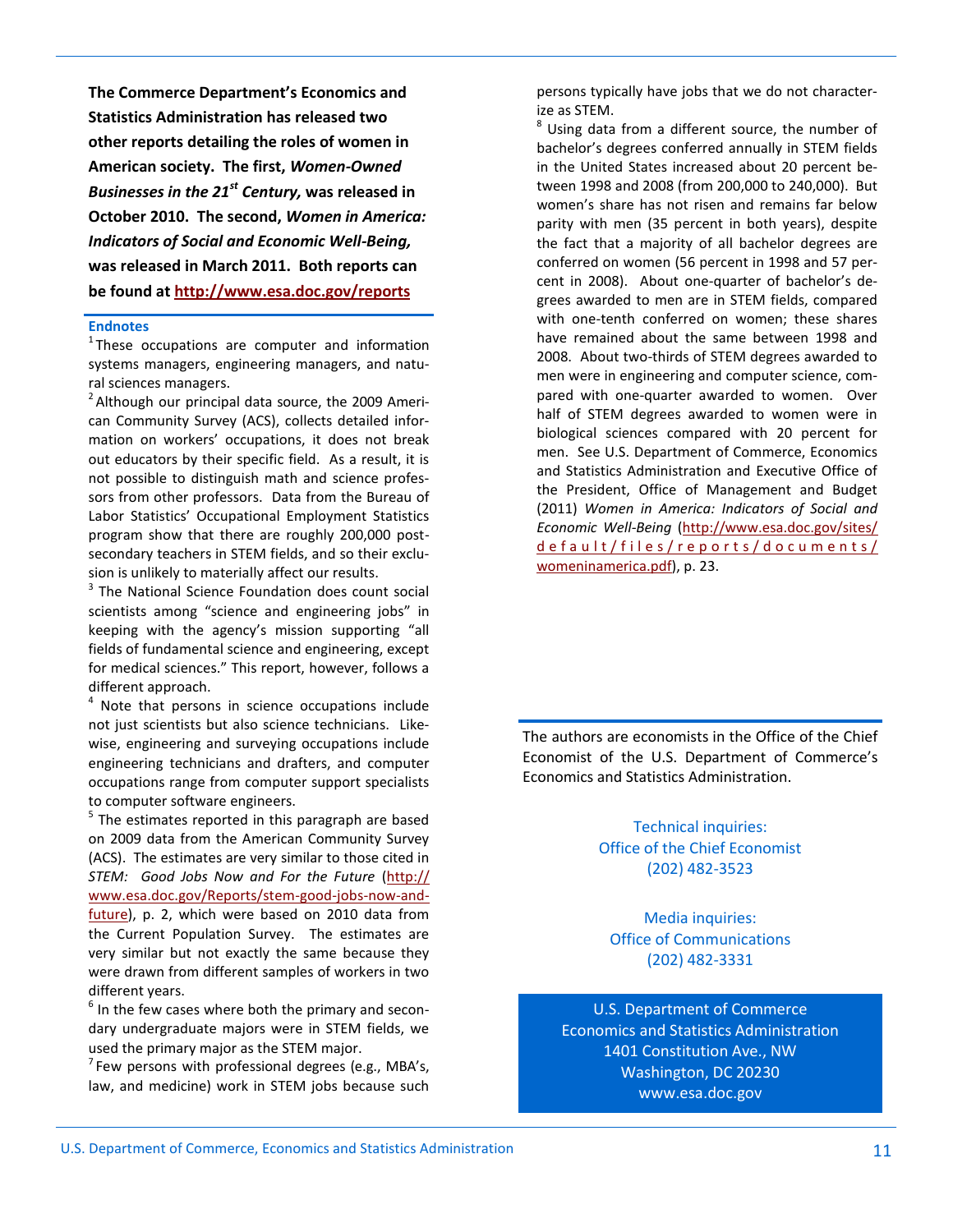**The Commerce Department's Economics and Statistics Administration has released two other reports detailing the roles of women in American society. The first, *Women-Owned Businesses in the 21st Century,* was released in October 2010. The second, *Women in America: Indicators of Social and Economic Well-Being,* was released in March 2011. Both reports can be found at http://www.esa.doc.gov/reports**

## Endnotes

[1] These occupations are computer and information systems managers, engineering managers, and natural sciences managers.

[2] Although our principal data source, the 2009 American Community Survey (ACS), collects detailed information on workers' occupations, it does not break out educators by their specific field. As a result, it is not possible to distinguish math and science professors from other professors. Data from the Bureau of Labor Statistics' Occupational Employment Statistics program show that there are roughly 200,000 post-secondary teachers in STEM fields, and so their exclusion is unlikely to materially affect our results.

[3] The National Science Foundation does count social scientists among "science and engineering jobs" in keeping with the agency's mission supporting "all fields of fundamental science and engineering, except for medical sciences." This report, however, follows a different approach.

[4] Note that persons in science occupations include not just scientists but also science technicians. Likewise, engineering and surveying occupations include engineering technicians and drafters, and computer occupations range from computer support specialists to computer software engineers.

[5] The estimates reported in this paragraph are based on 2009 data from the American Community Survey (ACS). The estimates are very similar to those cited in *STEM: Good Jobs Now and For the Future* (http://www.esa.doc.gov/Reports/stem-good-jobs-now-and-future), p. 2, which were based on 2010 data from the Current Population Survey. The estimates are very similar but not exactly the same because they were drawn from different samples of workers in two different years.

[6] In the few cases where both the primary and secondary undergraduate majors were in STEM fields, we used the primary major as the STEM major.

[7] Few persons with professional degrees (e.g., MBA's, law, and medicine) work in STEM jobs because such persons typically have jobs that we do not characterize as STEM.

[8] Using data from a different source, the number of bachelor's degrees conferred annually in STEM fields in the United States increased about 20 percent between 1998 and 2008 (from 200,000 to 240,000). But women's share has not risen and remains far below parity with men (35 percent in both years), despite the fact that a majority of all bachelor degrees are conferred on women (56 percent in 1998 and 57 percent in 2008). About one-quarter of bachelor's degrees awarded to men are in STEM fields, compared with one-tenth conferred on women; these shares have remained about the same between 1998 and 2008. About two-thirds of STEM degrees awarded to men were in engineering and computer science, compared with one-quarter awarded to women. Over half of STEM degrees awarded to women were in biological sciences compared with 20 percent for men. See U.S. Department of Commerce, Economics and Statistics Administration and Executive Office of the President, Office of Management and Budget (2011) *Women in America: Indicators of Social and Economic Well-Being* (http://www.esa.doc.gov/sites/default/files/reports/documents/womeninamerica.pdf), p. 23.

The authors are economists in the Office of the Chief Economist of the U.S. Department of Commerce's Economics and Statistics Administration.

Technical inquiries:
Office of the Chief Economist
(202) 482-3523

Media inquiries:
Office of Communications
(202) 482-3331

U.S. Department of Commerce
Economics and Statistics Administration
1401 Constitution Ave., NW
Washington, DC 20230
www.esa.doc.gov